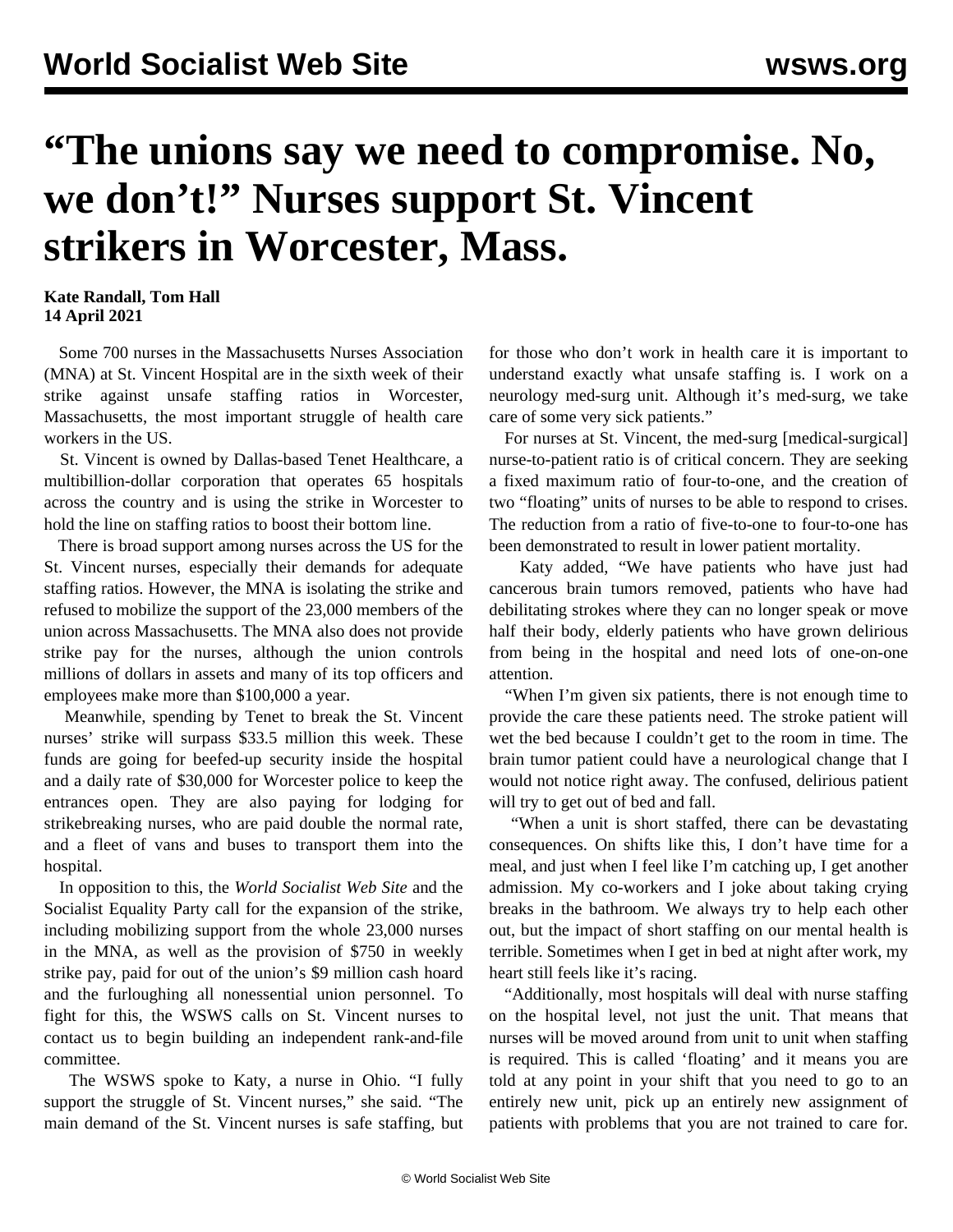# “The unions say we need to compromise. No, we don’t!” Nurses support St. Vincent strikers in Worcester, Mass.

**Kate Randall, Tom Hall**
**14 April 2021**

Some 700 nurses in the Massachusetts Nurses Association (MNA) at St. Vincent Hospital are in the sixth week of their strike against unsafe staffing ratios in Worcester, Massachusetts, the most important struggle of health care workers in the US.

St. Vincent is owned by Dallas-based Tenet Healthcare, a multibillion-dollar corporation that operates 65 hospitals across the country and is using the strike in Worcester to hold the line on staffing ratios to boost their bottom line.

There is broad support among nurses across the US for the St. Vincent nurses, especially their demands for adequate staffing ratios. However, the MNA is isolating the strike and refused to mobilize the support of the 23,000 members of the union across Massachusetts. The MNA also does not provide strike pay for the nurses, although the union controls millions of dollars in assets and many of its top officers and employees make more than $100,000 a year.

Meanwhile, spending by Tenet to break the St. Vincent nurses’ strike will surpass $33.5 million this week. These funds are going for beefed-up security inside the hospital and a daily rate of $30,000 for Worcester police to keep the entrances open. They are also paying for lodging for strikebreaking nurses, who are paid double the normal rate, and a fleet of vans and buses to transport them into the hospital.

In opposition to this, the *World Socialist Web Site* and the Socialist Equality Party call for the expansion of the strike, including mobilizing support from the whole 23,000 nurses in the MNA, as well as the provision of $750 in weekly strike pay, paid for out of the union’s $9 million cash hoard and the furloughing all nonessential union personnel. To fight for this, the WSWS calls on St. Vincent nurses to contact us to begin building an independent rank-and-file committee.

The WSWS spoke to Katy, a nurse in Ohio. “I fully support the struggle of St. Vincent nurses,” she said. “The main demand of the St. Vincent nurses is safe staffing, but for those who don’t work in health care it is important to understand exactly what unsafe staffing is. I work on a neurology med-surg unit. Although it’s med-surg, we take care of some very sick patients.”

For nurses at St. Vincent, the med-surg [medical-surgical] nurse-to-patient ratio is of critical concern. They are seeking a fixed maximum ratio of four-to-one, and the creation of two “floating” units of nurses to be able to respond to crises. The reduction from a ratio of five-to-one to four-to-one has been demonstrated to result in lower patient mortality.

Katy added, “We have patients who have just had cancerous brain tumors removed, patients who have had debilitating strokes where they can no longer speak or move half their body, elderly patients who have grown delirious from being in the hospital and need lots of one-on-one attention.

“When I’m given six patients, there is not enough time to provide the care these patients need. The stroke patient will wet the bed because I couldn’t get to the room in time. The brain tumor patient could have a neurological change that I would not notice right away. The confused, delirious patient will try to get out of bed and fall.

“When a unit is short staffed, there can be devastating consequences. On shifts like this, I don’t have time for a meal, and just when I feel like I’m catching up, I get another admission. My co-workers and I joke about taking crying breaks in the bathroom. We always try to help each other out, but the impact of short staffing on our mental health is terrible. Sometimes when I get in bed at night after work, my heart still feels like it’s racing.

“Additionally, most hospitals will deal with nurse staffing on the hospital level, not just the unit. That means that nurses will be moved around from unit to unit when staffing is required. This is called ‘floating’ and it means you are told at any point in your shift that you need to go to an entirely new unit, pick up an entirely new assignment of patients with problems that you are not trained to care for.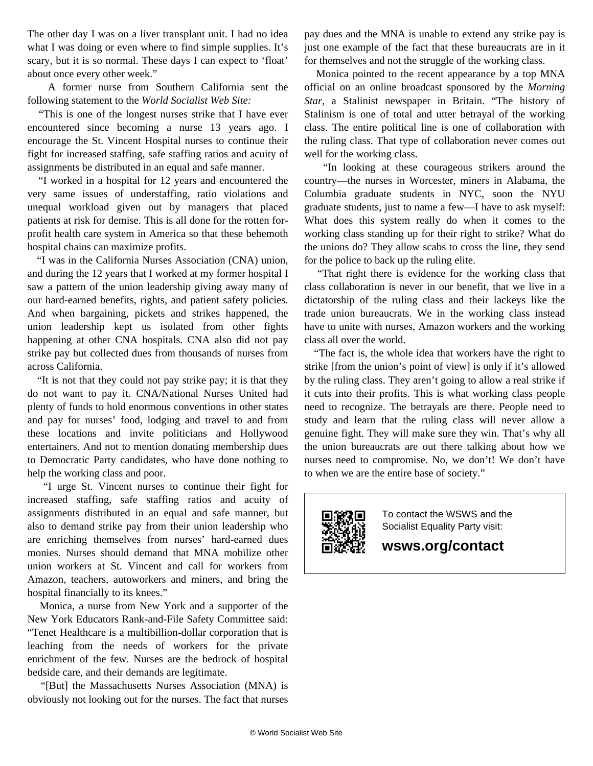The other day I was on a liver transplant unit. I had no idea what I was doing or even where to find simple supplies. It's scary, but it is so normal. These days I can expect to 'float' about once every other week."

A former nurse from Southern California sent the following statement to the *World Socialist Web Site:*

"This is one of the longest nurses strike that I have ever encountered since becoming a nurse 13 years ago. I encourage the St. Vincent Hospital nurses to continue their fight for increased staffing, safe staffing ratios and acuity of assignments be distributed in an equal and safe manner.

"I worked in a hospital for 12 years and encountered the very same issues of understaffing, ratio violations and unequal workload given out by managers that placed patients at risk for demise. This is all done for the rotten for-profit health care system in America so that these behemoth hospital chains can maximize profits.

"I was in the California Nurses Association (CNA) union, and during the 12 years that I worked at my former hospital I saw a pattern of the union leadership giving away many of our hard-earned benefits, rights, and patient safety policies. And when bargaining, pickets and strikes happened, the union leadership kept us isolated from other fights happening at other CNA hospitals. CNA also did not pay strike pay but collected dues from thousands of nurses from across California.

"It is not that they could not pay strike pay; it is that they do not want to pay it. CNA/National Nurses United had plenty of funds to hold enormous conventions in other states and pay for nurses' food, lodging and travel to and from these locations and invite politicians and Hollywood entertainers. And not to mention donating membership dues to Democratic Party candidates, who have done nothing to help the working class and poor.

"I urge St. Vincent nurses to continue their fight for increased staffing, safe staffing ratios and acuity of assignments distributed in an equal and safe manner, but also to demand strike pay from their union leadership who are enriching themselves from nurses' hard-earned dues monies. Nurses should demand that MNA mobilize other union workers at St. Vincent and call for workers from Amazon, teachers, autoworkers and miners, and bring the hospital financially to its knees."

Monica, a nurse from New York and a supporter of the New York Educators Rank-and-File Safety Committee said: "Tenet Healthcare is a multibillion-dollar corporation that is leaching from the needs of workers for the private enrichment of the few. Nurses are the bedrock of hospital bedside care, and their demands are legitimate.

"[But] the Massachusetts Nurses Association (MNA) is obviously not looking out for the nurses. The fact that nurses pay dues and the MNA is unable to extend any strike pay is just one example of the fact that these bureaucrats are in it for themselves and not the struggle of the working class.

Monica pointed to the recent appearance by a top MNA official on an online broadcast sponsored by the *Morning Star*, a Stalinist newspaper in Britain. "The history of Stalinism is one of total and utter betrayal of the working class. The entire political line is one of collaboration with the ruling class. That type of collaboration never comes out well for the working class.

"In looking at these courageous strikers around the country—the nurses in Worcester, miners in Alabama, the Columbia graduate students in NYC, soon the NYU graduate students, just to name a few—I have to ask myself: What does this system really do when it comes to the working class standing up for their right to strike? What do the unions do? They allow scabs to cross the line, they send for the police to back up the ruling elite.

"That right there is evidence for the working class that class collaboration is never in our benefit, that we live in a dictatorship of the ruling class and their lackeys like the trade union bureaucrats. We in the working class instead have to unite with nurses, Amazon workers and the working class all over the world.

"The fact is, the whole idea that workers have the right to strike [from the union's point of view] is only if it's allowed by the ruling class. They aren't going to allow a real strike if it cuts into their profits. This is what working class people need to recognize. The betrayals are there. People need to study and learn that the ruling class will never allow a genuine fight. They will make sure they win. That's why all the union bureaucrats are out there talking about how we nurses need to compromise. No, we don't! We don't have to when we are the entire base of society."

To contact the WSWS and the Socialist Equality Party visit:

**wsws.org/contact**